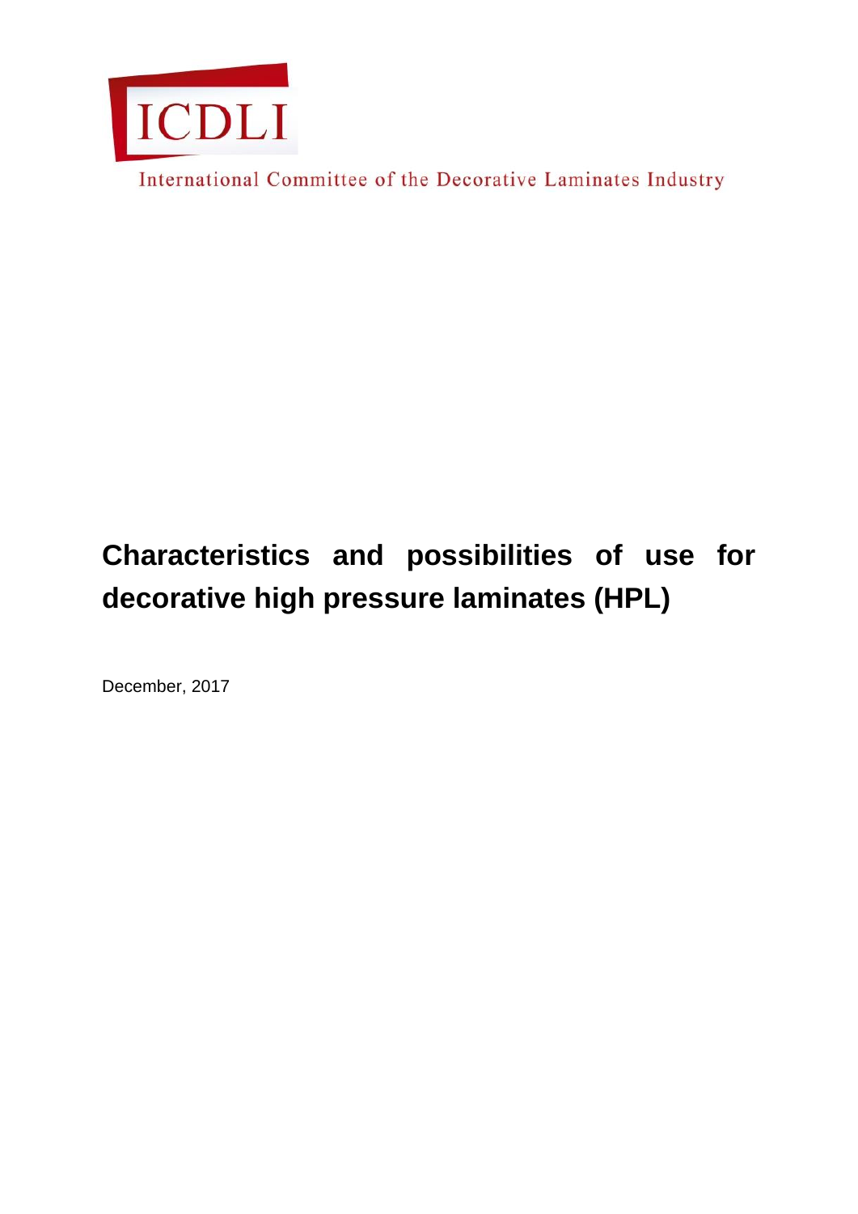ICDLI

International Committee of the Decorative Laminates Industry

# Characteristics and possibilities of use for decorative high pressure laminates (HPL)

December, 2017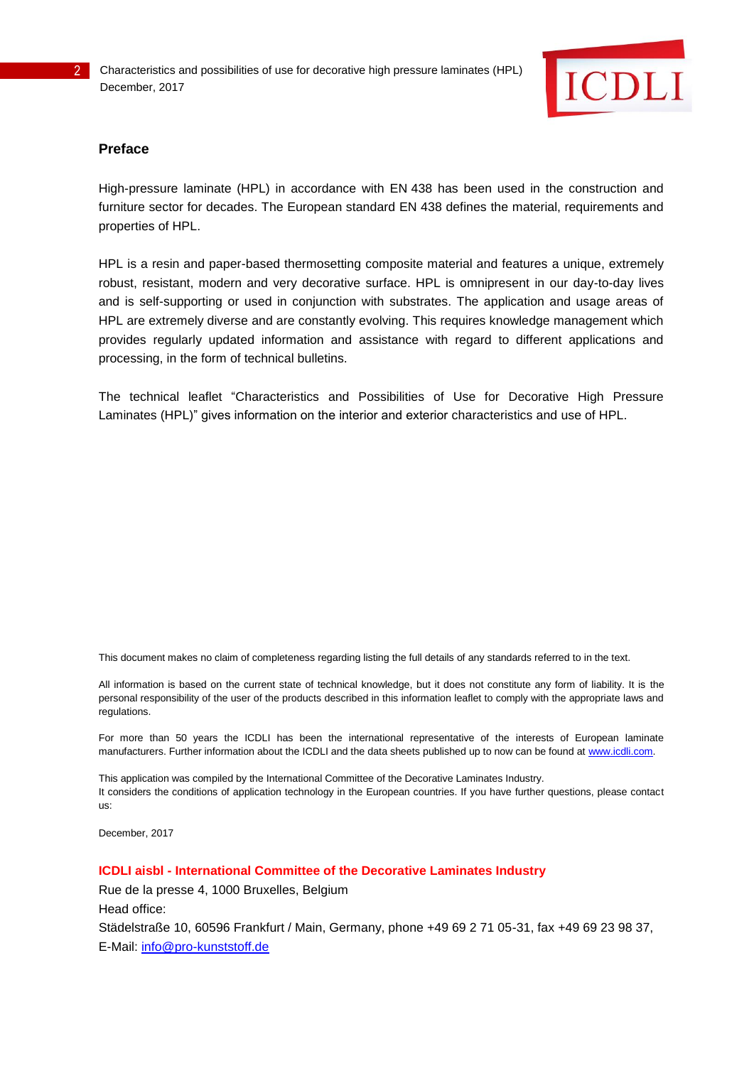## Preface

High-pressure laminate (HPL) in accordance with EN 438 has been used in the construction and furniture sector for decades. The European standard EN 438 defines the material, requirements and properties of HPL.

HPL is a resin and paper-based thermosetting composite material and features a unique, extremely robust, resistant, modern and very decorative surface. HPL is omnipresent in our day-to-day lives and is self-supporting or used in conjunction with substrates. The application and usage areas of HPL are extremely diverse and are constantly evolving. This requires knowledge management which provides regularly updated information and assistance with regard to different applications and processing, in the form of technical bulletins.

The technical leaflet “Characteristics and Possibilities of Use for Decorative High Pressure Laminates (HPL)” gives information on the interior and exterior characteristics and use of HPL.

This document makes no claim of completeness regarding listing the full details of any standards referred to in the text.

All information is based on the current state of technical knowledge, but it does not constitute any form of liability. It is the personal responsibility of the user of the products described in this information leaflet to comply with the appropriate laws and regulations.

For more than 50 years the ICDLI has been the international representative of the interests of European laminate manufacturers. Further information about the ICDLI and the data sheets published up to now can be found at www.icdli.com.

This application was compiled by the International Committee of the Decorative Laminates Industry.
It considers the conditions of application technology in the European countries. If you have further questions, please contact us:

December, 2017

**ICDLI aisbl - International Committee of the Decorative Laminates Industry**
Rue de la presse 4, 1000 Bruxelles, Belgium
Head office:
Städelstraße 10, 60596 Frankfurt / Main, Germany, phone +49 69 2 71 05-31, fax +49 69 23 98 37,
E-Mail: info@pro-kunststoff.de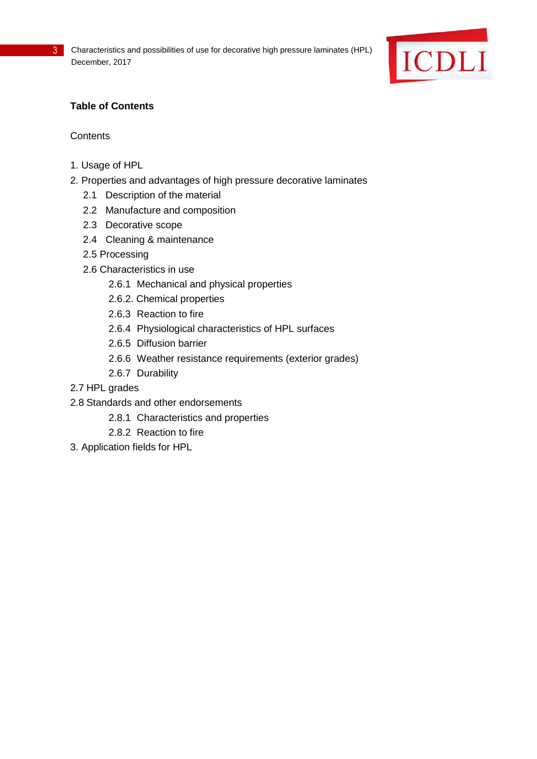**Table of Contents**

Contents

1. Usage of HPL
2. Properties and advantages of high pressure decorative laminates
    - 2.1 Description of the material
    - 2.2 Manufacture and composition
    - 2.3 Decorative scope
    - 2.4 Cleaning & maintenance
    - 2.5 Processing
    - 2.6 Characteristics in use
        - 2.6.1 Mechanical and physical properties
        - 2.6.2. Chemical properties
        - 2.6.3 Reaction to fire
        - 2.6.4 Physiological characteristics of HPL surfaces
        - 2.6.5 Diffusion barrier
        - 2.6.6 Weather resistance requirements (exterior grades)
        - 2.6.7 Durability

2.7 HPL grades

2.8 Standards and other endorsements

- 2.8.1 Characteristics and properties
- 2.8.2 Reaction to fire

3. Application fields for HPL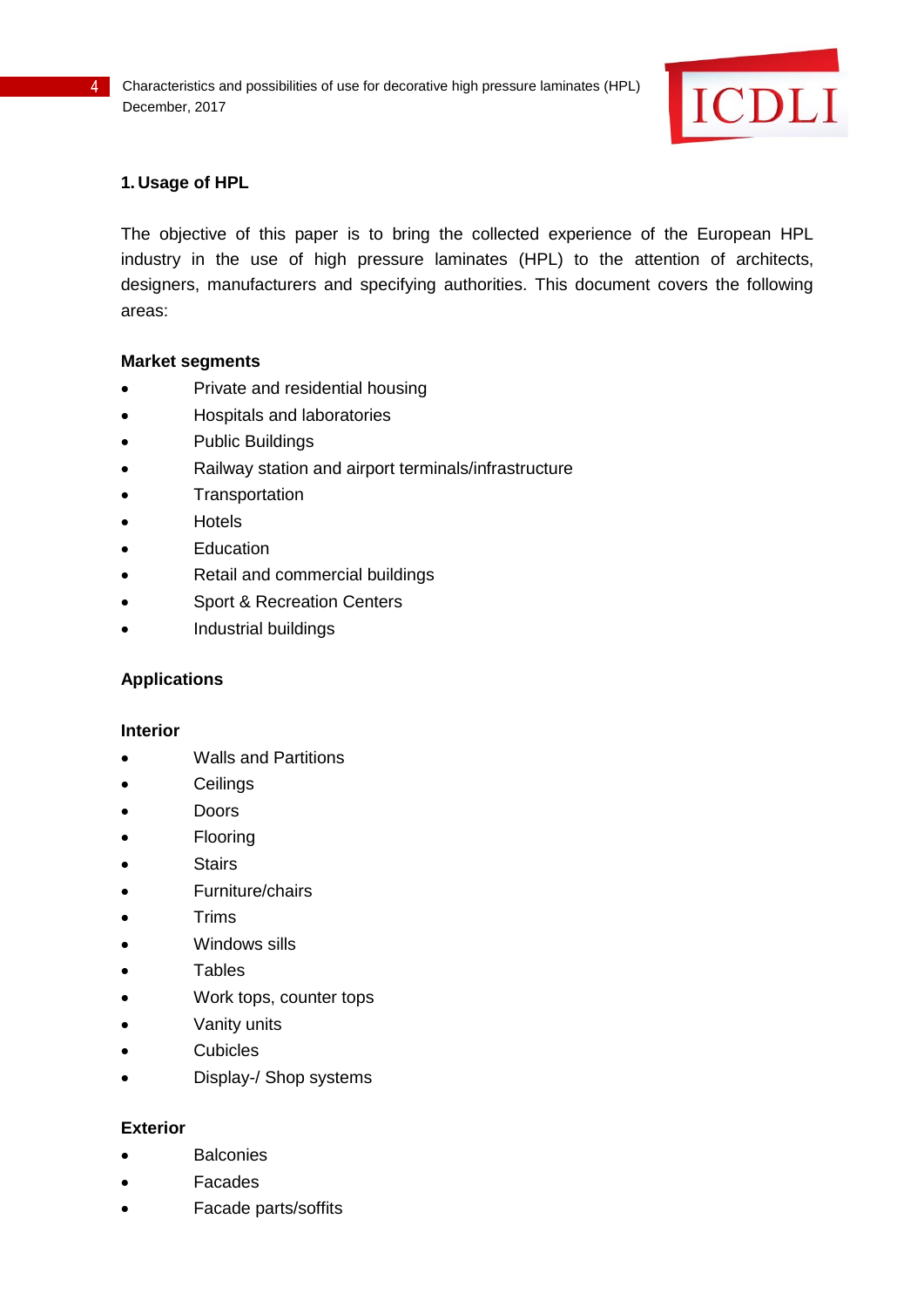## 1. Usage of HPL

The objective of this paper is to bring the collected experience of the European HPL industry in the use of high pressure laminates (HPL) to the attention of architects, designers, manufacturers and specifying authorities. This document covers the following areas:

**Market segments**

- Private and residential housing
- Hospitals and laboratories
- Public Buildings
- Railway station and airport terminals/infrastructure
- Transportation
- Hotels
- Education
- Retail and commercial buildings
- Sport & Recreation Centers
- Industrial buildings

**Applications**

**Interior**

- Walls and Partitions
- Ceilings
- Doors
- Flooring
- Stairs
- Furniture/chairs
- Trims
- Windows sills
- Tables
- Work tops, counter tops
- Vanity units
- Cubicles
- Display-/ Shop systems

**Exterior**

- Balconies
- Facades
- Facade parts/soffits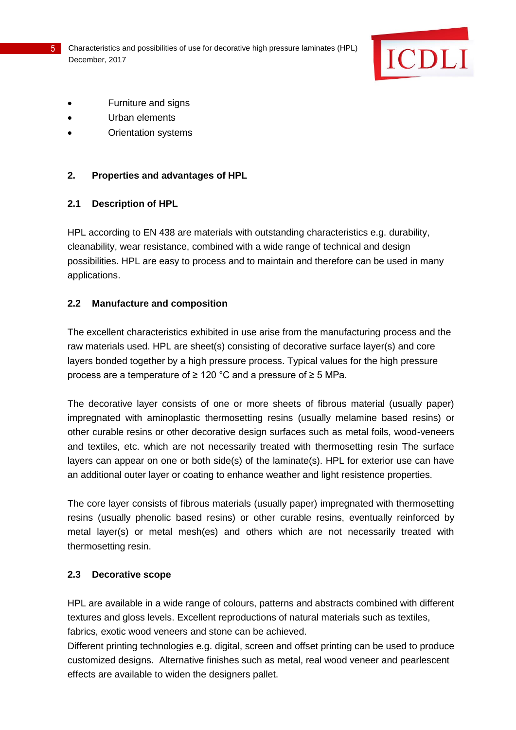- Furniture and signs
- Urban elements
- Orientation systems

## 2. Properties and advantages of HPL

### 2.1 Description of HPL

HPL according to EN 438 are materials with outstanding characteristics e.g. durability, cleanability, wear resistance, combined with a wide range of technical and design possibilities. HPL are easy to process and to maintain and therefore can be used in many applications.

### 2.2 Manufacture and composition

The excellent characteristics exhibited in use arise from the manufacturing process and the raw materials used. HPL are sheet(s) consisting of decorative surface layer(s) and core layers bonded together by a high pressure process. Typical values for the high pressure process are a temperature of ≥ 120 °C and a pressure of ≥ 5 MPa.

The decorative layer consists of one or more sheets of fibrous material (usually paper) impregnated with aminoplastic thermosetting resins (usually melamine based resins) or other curable resins or other decorative design surfaces such as metal foils, wood-veneers and textiles, etc. which are not necessarily treated with thermosetting resin The surface layers can appear on one or both side(s) of the laminate(s). HPL for exterior use can have an additional outer layer or coating to enhance weather and light resistence properties.

The core layer consists of fibrous materials (usually paper) impregnated with thermosetting resins (usually phenolic based resins) or other curable resins, eventually reinforced by metal layer(s) or metal mesh(es) and others which are not necessarily treated with thermosetting resin.

### 2.3 Decorative scope

HPL are available in a wide range of colours, patterns and abstracts combined with different textures and gloss levels. Excellent reproductions of natural materials such as textiles, fabrics, exotic wood veneers and stone can be achieved.
Different printing technologies e.g. digital, screen and offset printing can be used to produce customized designs. Alternative finishes such as metal, real wood veneer and pearlescent effects are available to widen the designers pallet.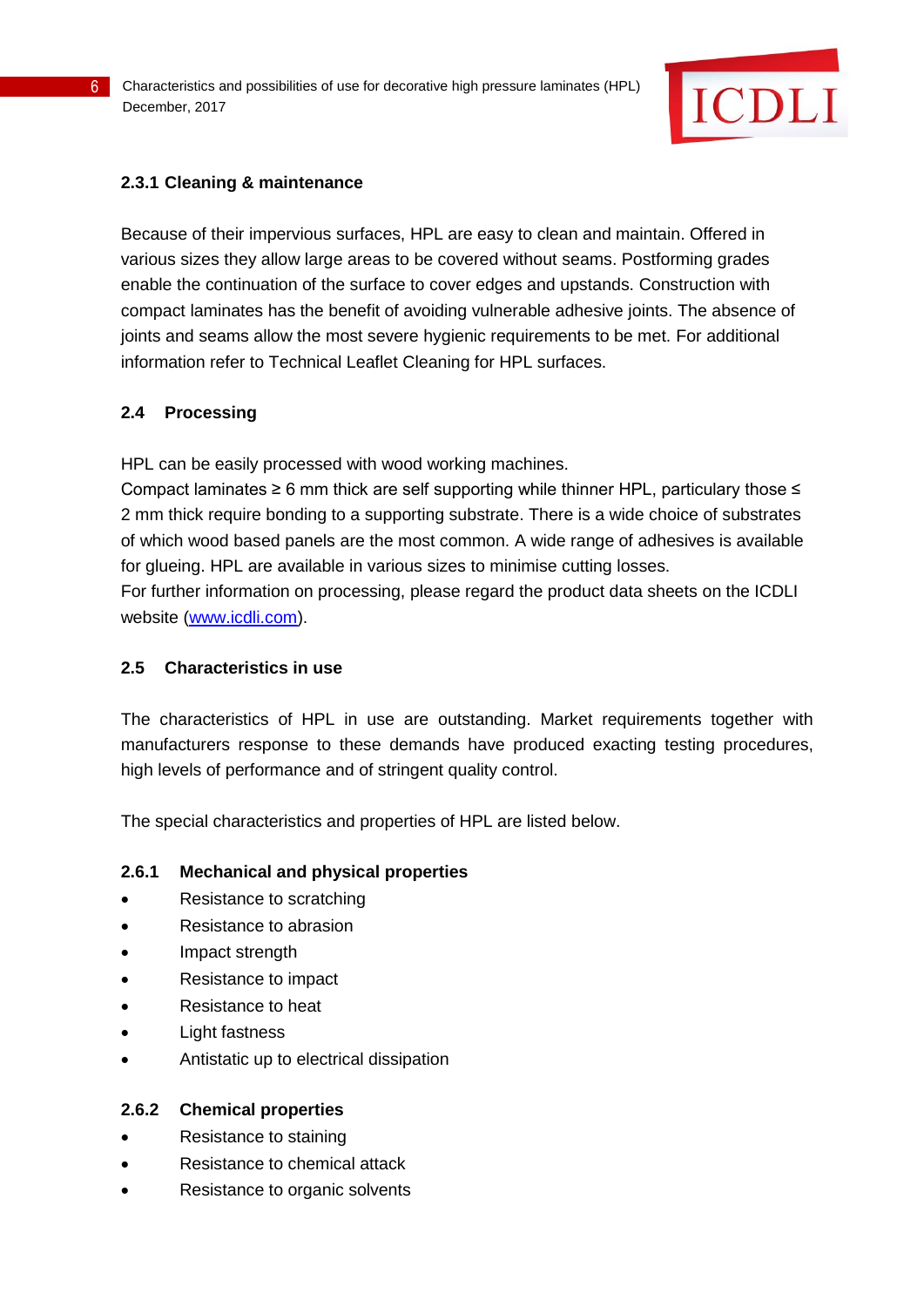### 2.3.1 Cleaning & maintenance

Because of their impervious surfaces, HPL are easy to clean and maintain. Offered in various sizes they allow large areas to be covered without seams. Postforming grades enable the continuation of the surface to cover edges and upstands. Construction with compact laminates has the benefit of avoiding vulnerable adhesive joints. The absence of joints and seams allow the most severe hygienic requirements to be met. For additional information refer to Technical Leaflet Cleaning for HPL surfaces.

## 2.4 Processing

HPL can be easily processed with wood working machines.
Compact laminates ≥ 6 mm thick are self supporting while thinner HPL, particulary those ≤ 2 mm thick require bonding to a supporting substrate. There is a wide choice of substrates of which wood based panels are the most common. A wide range of adhesives is available for glueing. HPL are available in various sizes to minimise cutting losses.
For further information on processing, please regard the product data sheets on the ICDLI website (www.icdli.com).

## 2.5 Characteristics in use

The characteristics of HPL in use are outstanding. Market requirements together with manufacturers response to these demands have produced exacting testing procedures, high levels of performance and of stringent quality control.

The special characteristics and properties of HPL are listed below.

### 2.6.1 Mechanical and physical properties

- Resistance to scratching
- Resistance to abrasion
- Impact strength
- Resistance to impact
- Resistance to heat
- Light fastness
- Antistatic up to electrical dissipation

### 2.6.2 Chemical properties

- Resistance to staining
- Resistance to chemical attack
- Resistance to organic solvents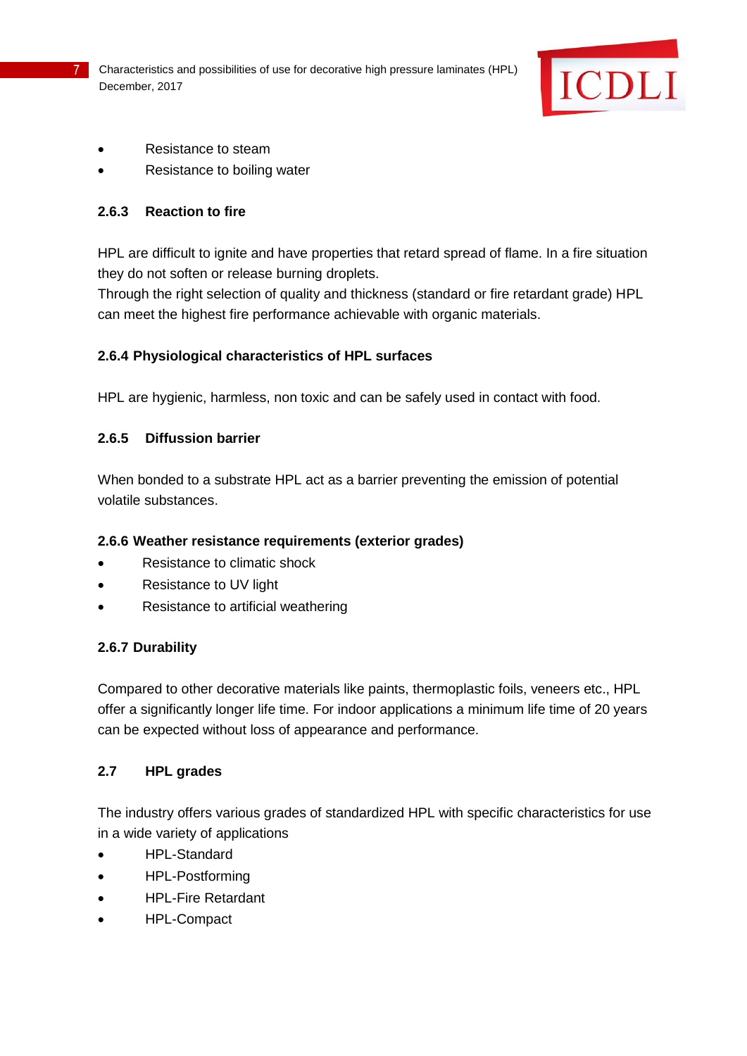- Resistance to steam
- Resistance to boiling water

### 2.6.3 Reaction to fire

HPL are difficult to ignite and have properties that retard spread of flame. In a fire situation they do not soften or release burning droplets.
Through the right selection of quality and thickness (standard or fire retardant grade) HPL can meet the highest fire performance achievable with organic materials.

### 2.6.4 Physiological characteristics of HPL surfaces

HPL are hygienic, harmless, non toxic and can be safely used in contact with food.

### 2.6.5 Diffusion barrier

When bonded to a substrate HPL act as a barrier preventing the emission of potential volatile substances.

### 2.6.6 Weather resistance requirements (exterior grades)

- Resistance to climatic shock
- Resistance to UV light
- Resistance to artificial weathering

### 2.6.7 Durability

Compared to other decorative materials like paints, thermoplastic foils, veneers etc., HPL offer a significantly longer life time. For indoor applications a minimum life time of 20 years can be expected without loss of appearance and performance.

## 2.7 HPL grades

The industry offers various grades of standardized HPL with specific characteristics for use in a wide variety of applications

- HPL-Standard
- HPL-Postforming
- HPL-Fire Retardant
- HPL-Compact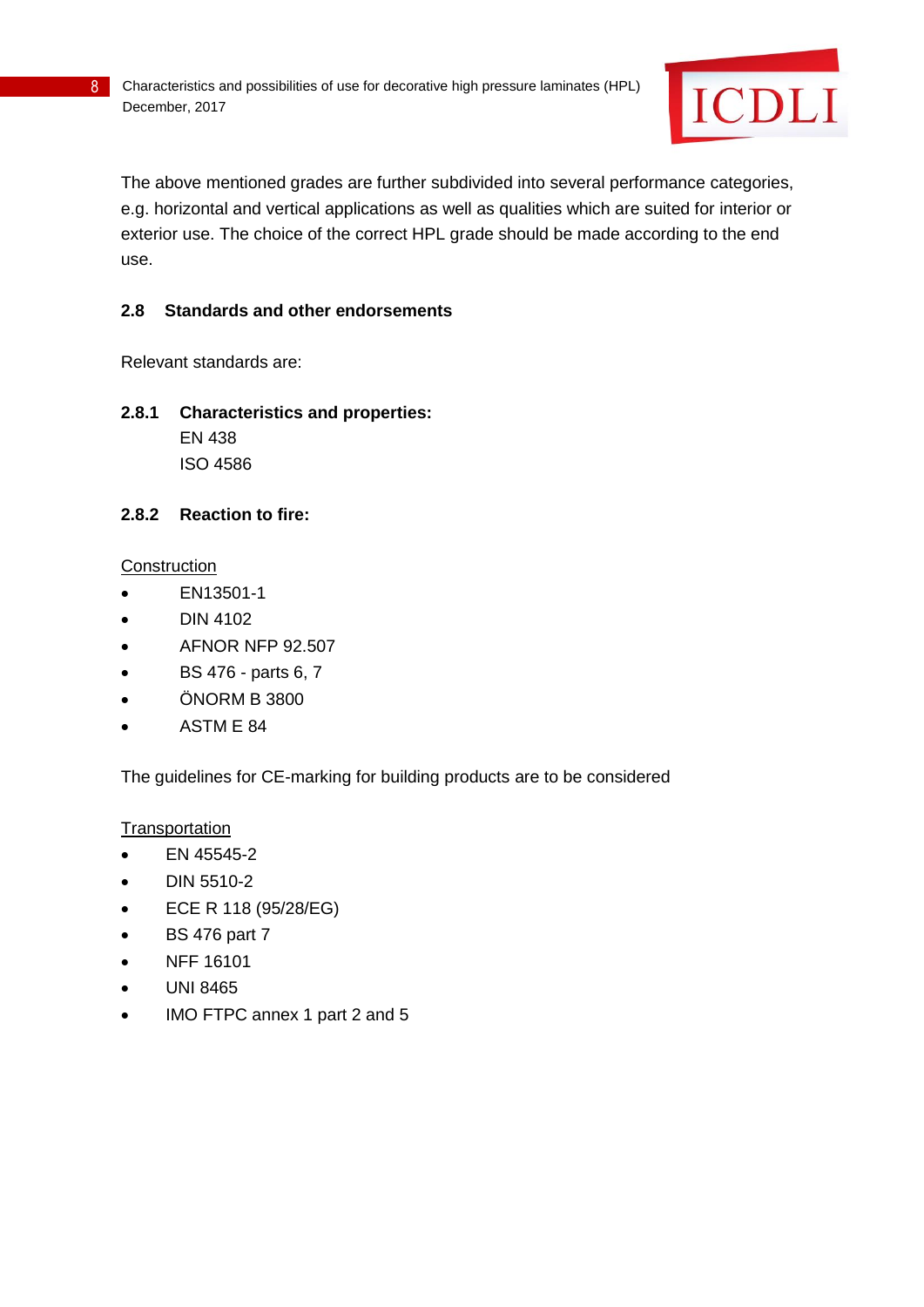The above mentioned grades are further subdivided into several performance categories, e.g. horizontal and vertical applications as well as qualities which are suited for interior or exterior use. The choice of the correct HPL grade should be made according to the end use.

## 2.8 Standards and other endorsements

Relevant standards are:

### 2.8.1 Characteristics and properties:

EN 438
ISO 4586

### 2.8.2 Reaction to fire:

Construction

- EN13501-1
- DIN 4102
- AFNOR NFP 92.507
- BS 476 - parts 6, 7
- ÖNORM B 3800
- ASTM E 84

The guidelines for CE-marking for building products are to be considered

Transportation

- EN 45545-2
- DIN 5510-2
- ECE R 118 (95/28/EG)
- BS 476 part 7
- NFF 16101
- UNI 8465
- IMO FTPC annex 1 part 2 and 5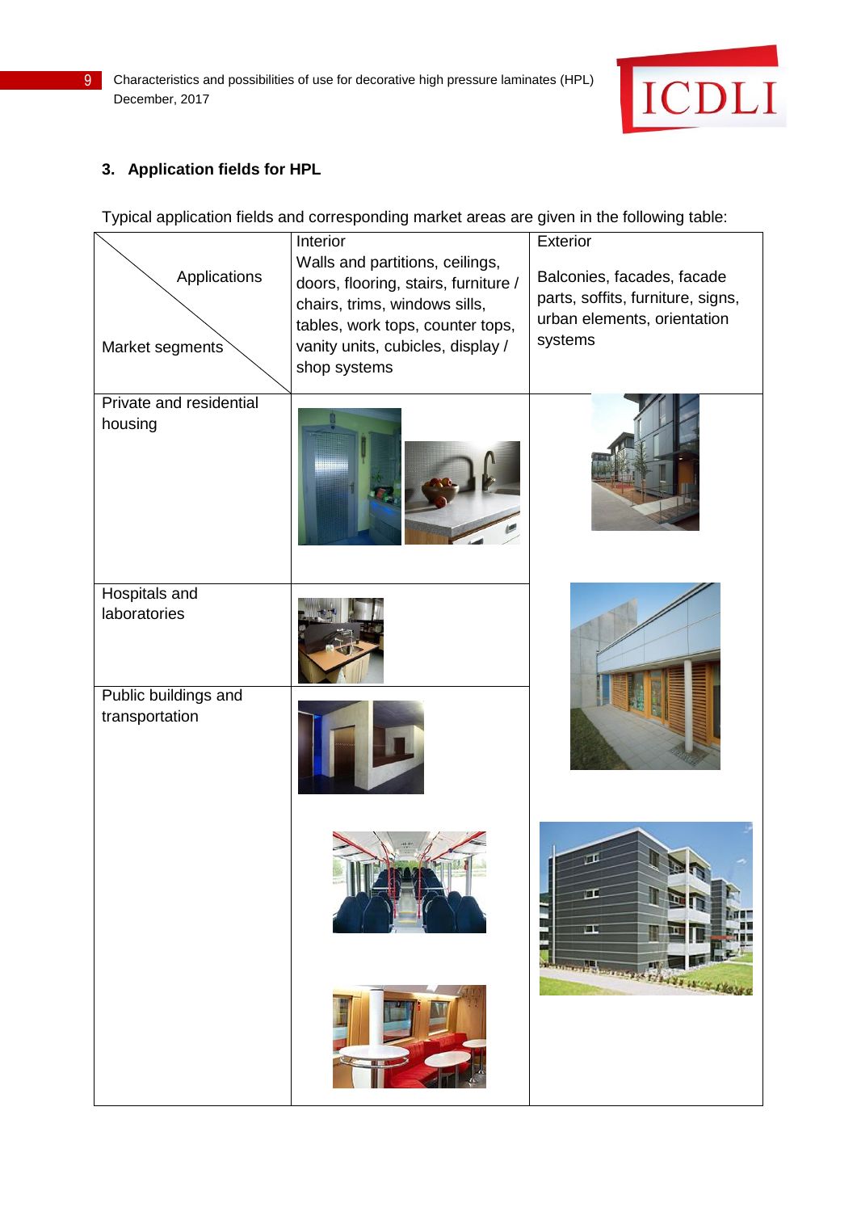## 3. Application fields for HPL

Typical application fields and corresponding market areas are given in the following table:

| Applications / Market segments | Interior<br>Walls and partitions, ceilings, doors, flooring, stairs, furniture / chairs, trims, windows sills, tables, work tops, counter tops, vanity units, cubicles, display / shop systems | Exterior<br>Balconies, facades, facade parts, soffits, furniture, signs, urban elements, orientation systems |
|---|---|---|
| Private and residential housing | | |
| Hospitals and laboratories | | |
| Public buildings and transportation | | |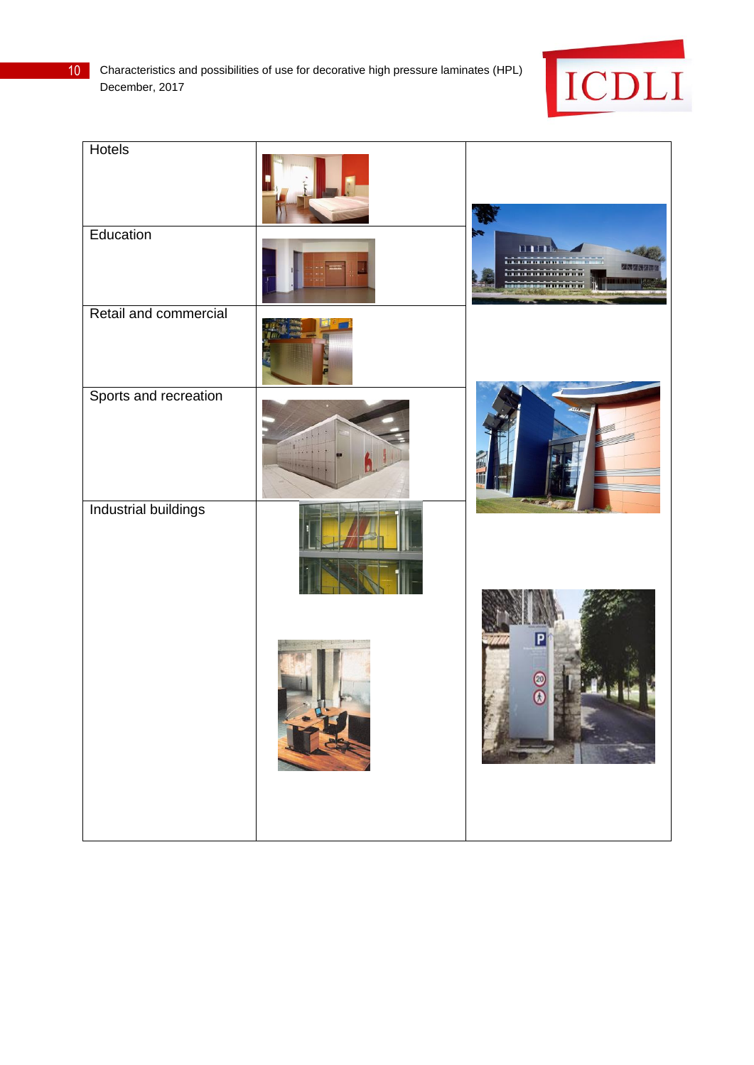| | | |
|---|---|---|
| Hotels | | |
| Education | | |
| Retail and commercial | | |
| Sports and recreation | | |
| Industrial buildings | | |